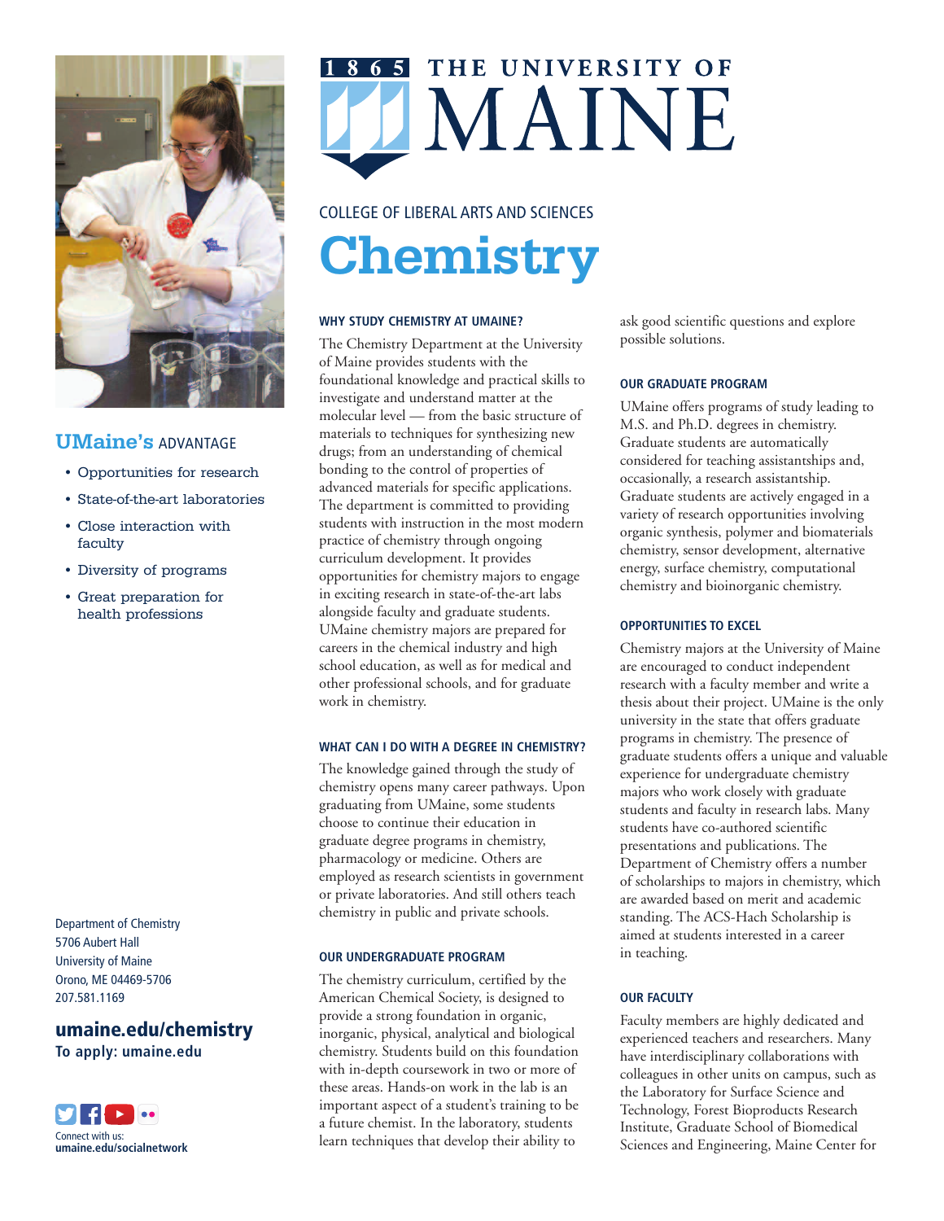# THE UNIVERSITY OF MAINE

1865

COLLEGE OF LIBERAL ARTS AND SCIENCES

# Chemistry

## UMaine's ADVANTAGE

- Opportunities for research
- State-of-the-art laboratories
- Close interaction with faculty
- Diversity of programs
- Great preparation for health professions

Department of Chemistry
5706 Aubert Hall
University of Maine
Orono, ME 04469-5706
207.581.1169

**umaine.edu/chemistry**
**To apply: umaine.edu**

Connect with us:
**umaine.edu/socialnetwork**

### WHY STUDY CHEMISTRY AT UMAINE?

The Chemistry Department at the University of Maine provides students with the foundational knowledge and practical skills to investigate and understand matter at the molecular level — from the basic structure of materials to techniques for synthesizing new drugs; from an understanding of chemical bonding to the control of properties of advanced materials for specific applications. The department is committed to providing students with instruction in the most modern practice of chemistry through ongoing curriculum development. It provides opportunities for chemistry majors to engage in exciting research in state-of-the-art labs alongside faculty and graduate students. UMaine chemistry majors are prepared for careers in the chemical industry and high school education, as well as for medical and other professional schools, and for graduate work in chemistry.

### WHAT CAN I DO WITH A DEGREE IN CHEMISTRY?

The knowledge gained through the study of chemistry opens many career pathways. Upon graduating from UMaine, some students choose to continue their education in graduate degree programs in chemistry, pharmacology or medicine. Others are employed as research scientists in government or private laboratories. And still others teach chemistry in public and private schools.

### OUR UNDERGRADUATE PROGRAM

The chemistry curriculum, certified by the American Chemical Society, is designed to provide a strong foundation in organic, inorganic, physical, analytical and biological chemistry. Students build on this foundation with in-depth coursework in two or more of these areas. Hands-on work in the lab is an important aspect of a student's training to be a future chemist. In the laboratory, students learn techniques that develop their ability to ask good scientific questions and explore possible solutions.

### OUR GRADUATE PROGRAM

UMaine offers programs of study leading to M.S. and Ph.D. degrees in chemistry. Graduate students are automatically considered for teaching assistantships and, occasionally, a research assistantship. Graduate students are actively engaged in a variety of research opportunities involving organic synthesis, polymer and biomaterials chemistry, sensor development, alternative energy, surface chemistry, computational chemistry and bioinorganic chemistry.

### OPPORTUNITIES TO EXCEL

Chemistry majors at the University of Maine are encouraged to conduct independent research with a faculty member and write a thesis about their project. UMaine is the only university in the state that offers graduate programs in chemistry. The presence of graduate students offers a unique and valuable experience for undergraduate chemistry majors who work closely with graduate students and faculty in research labs. Many students have co-authored scientific presentations and publications. The Department of Chemistry offers a number of scholarships to majors in chemistry, which are awarded based on merit and academic standing. The ACS-Hach Scholarship is aimed at students interested in a career in teaching.

### OUR FACULTY

Faculty members are highly dedicated and experienced teachers and researchers. Many have interdisciplinary collaborations with colleagues in other units on campus, such as the Laboratory for Surface Science and Technology, Forest Bioproducts Research Institute, Graduate School of Biomedical Sciences and Engineering, Maine Center for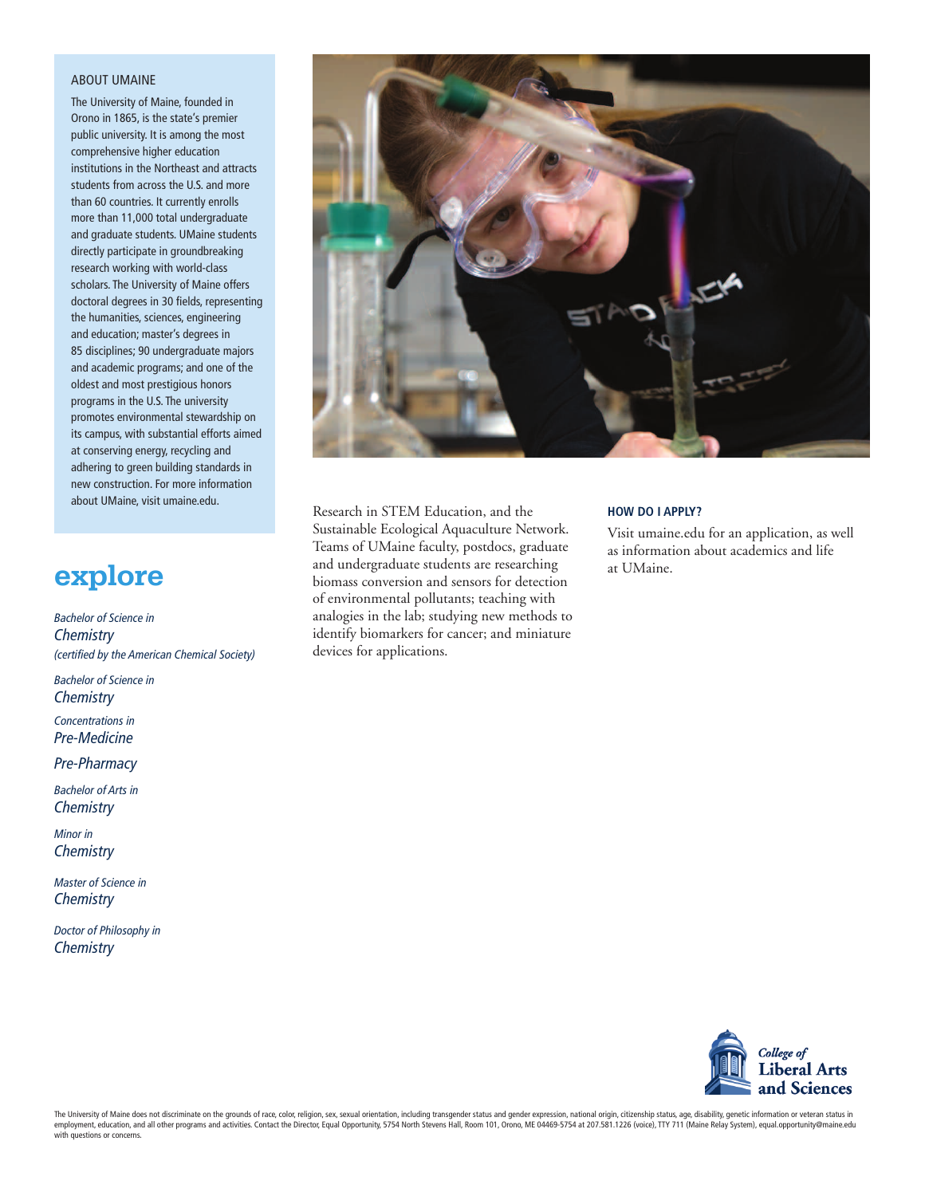## ABOUT UMAINE

The University of Maine, founded in Orono in 1865, is the state's premier public university. It is among the most comprehensive higher education institutions in the Northeast and attracts students from across the U.S. and more than 60 countries. It currently enrolls more than 11,000 total undergraduate and graduate students. UMaine students directly participate in groundbreaking research working with world-class scholars. The University of Maine offers doctoral degrees in 30 fields, representing the humanities, sciences, engineering and education; master's degrees in 85 disciplines; 90 undergraduate majors and academic programs; and one of the oldest and most prestigious honors programs in the U.S. The university promotes environmental stewardship on its campus, with substantial efforts aimed at conserving energy, recycling and adhering to green building standards in new construction. For more information about UMaine, visit umaine.edu.

# explore

*Bachelor of Science in*
*Chemistry*
*(certified by the American Chemical Society)*

*Bachelor of Science in*
*Chemistry*

*Concentrations in*
*Pre-Medicine*

*Pre-Pharmacy*

*Bachelor of Arts in*
*Chemistry*

*Minor in*
*Chemistry*

*Master of Science in*
*Chemistry*

*Doctor of Philosophy in*
*Chemistry*

Research in STEM Education, and the Sustainable Ecological Aquaculture Network. Teams of UMaine faculty, postdocs, graduate and undergraduate students are researching biomass conversion and sensors for detection of environmental pollutants; teaching with analogies in the lab; studying new methods to identify biomarkers for cancer; and miniature devices for applications.

## HOW DO I APPLY?

Visit umaine.edu for an application, as well as information about academics and life at UMaine.

College of Liberal Arts and Sciences

The University of Maine does not discriminate on the grounds of race, color, religion, sex, sexual orientation, including transgender status and gender expression, national origin, citizenship status, age, disability, genetic information or veteran status in employment, education, and all other programs and activities. Contact the Director, Equal Opportunity, 5754 North Stevens Hall, Room 101, Orono, ME 04469-5754 at 207.581.1226 (voice), TTY 711 (Maine Relay System), equal.opportunity@maine.edu with questions or concerns.